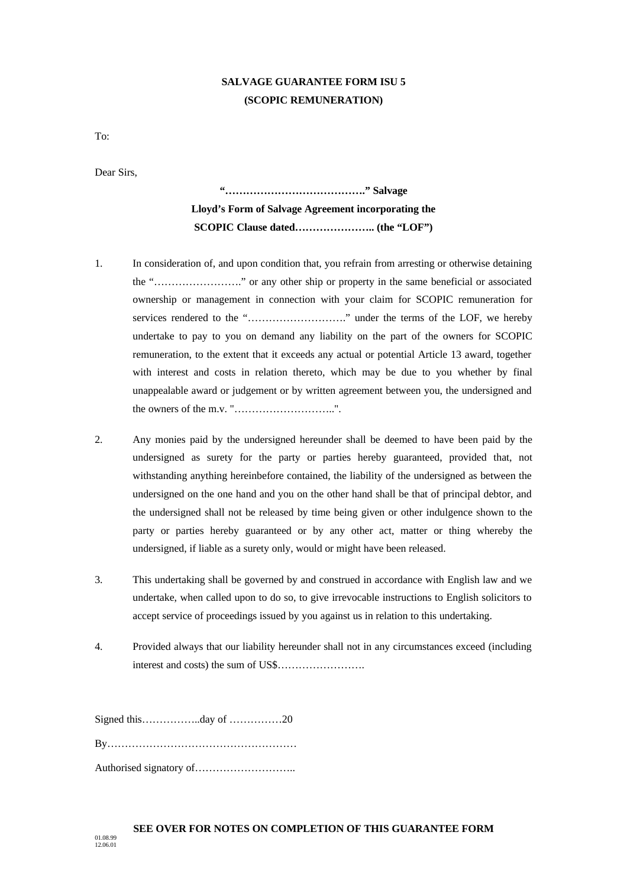**SALVAGE GUARANTEE FORM ISU 5**

**(SCOPIC REMUNERATION)**

To:

Dear Sirs,

**"………………………………….." Salvage**
**Lloyd's Form of Salvage Agreement incorporating the**
**SCOPIC Clause dated………………….. (the "LOF")**

1. In consideration of, and upon condition that, you refrain from arresting or otherwise detaining the "……………………." or any other ship or property in the same beneficial or associated ownership or management in connection with your claim for SCOPIC remuneration for services rendered to the "………………………." under the terms of the LOF, we hereby undertake to pay to you on demand any liability on the part of the owners for SCOPIC remuneration, to the extent that it exceeds any actual or potential Article 13 award, together with interest and costs in relation thereto, which may be due to you whether by final unappealable award or judgement or by written agreement between you, the undersigned and the owners of the m.v. "………………………..".

2. Any monies paid by the undersigned hereunder shall be deemed to have been paid by the undersigned as surety for the party or parties hereby guaranteed, provided that, not withstanding anything hereinbefore contained, the liability of the undersigned as between the undersigned on the one hand and you on the other hand shall be that of principal debtor, and the undersigned shall not be released by time being given or other indulgence shown to the party or parties hereby guaranteed or by any other act, matter or thing whereby the undersigned, if liable as a surety only, would or might have been released.

3. This undertaking shall be governed by and construed in accordance with English law and we undertake, when called upon to do so, to give irrevocable instructions to English solicitors to accept service of proceedings issued by you against us in relation to this undertaking.

4. Provided always that our liability hereunder shall not in any circumstances exceed (including interest and costs) the sum of US$…………………….

Signed this……………..day of ……………20

By………………………………………………

Authorised signatory of………………………..

**SEE OVER FOR NOTES ON COMPLETION OF THIS GUARANTEE FORM**

01.08.99
12.06.01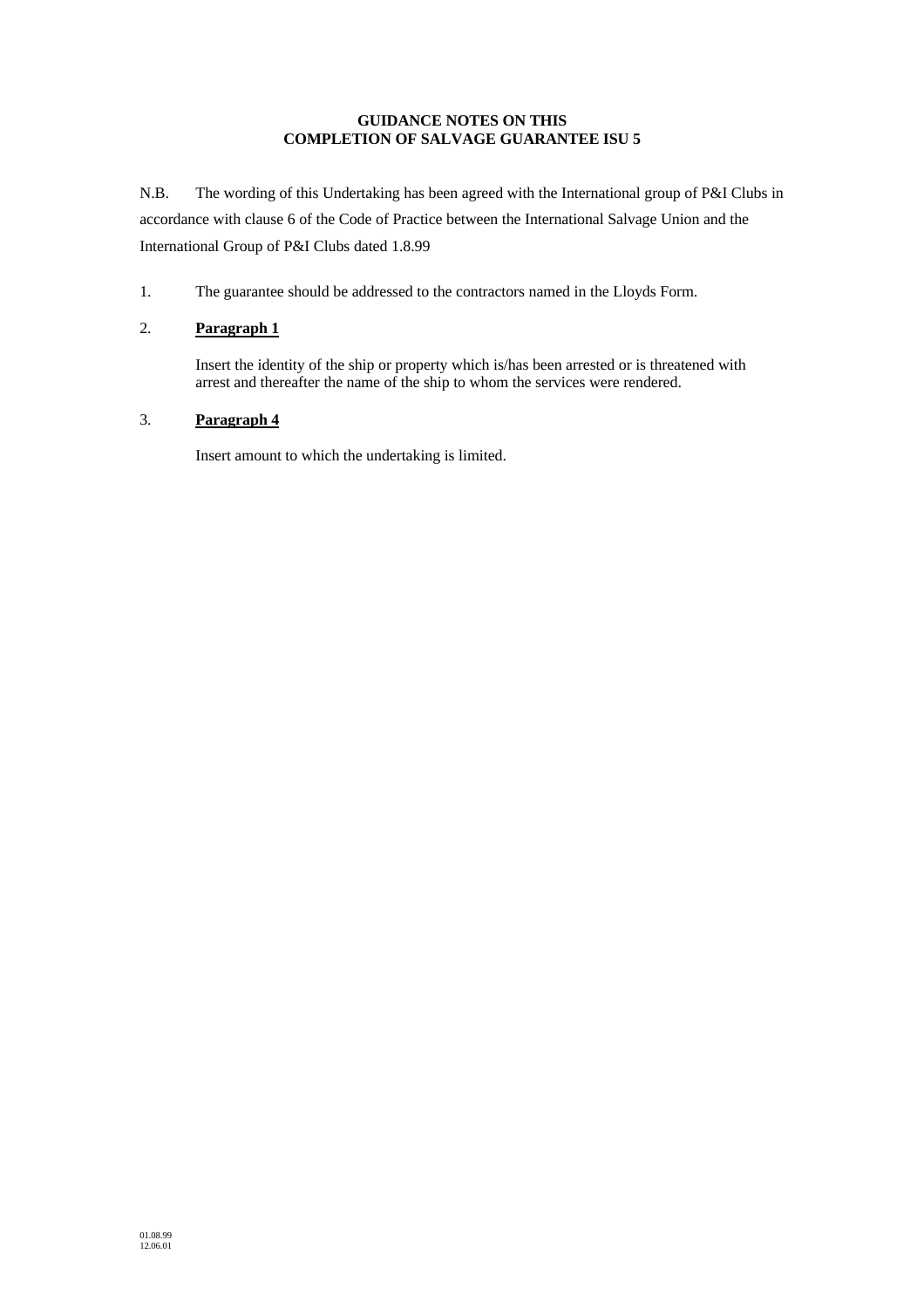**GUIDANCE NOTES ON THIS**
**COMPLETION OF SALVAGE GUARANTEE ISU 5**

N.B. The wording of this Undertaking has been agreed with the International group of P&I Clubs in accordance with clause 6 of the Code of Practice between the International Salvage Union and the International Group of P&I Clubs dated 1.8.99

1. The guarantee should be addressed to the contractors named in the Lloyds Form.

2. **Paragraph 1**

   Insert the identity of the ship or property which is/has been arrested or is threatened with arrest and thereafter the name of the ship to whom the services were rendered.

3. **Paragraph 4**

   Insert amount to which the undertaking is limited.

01.08.99
12.06.01